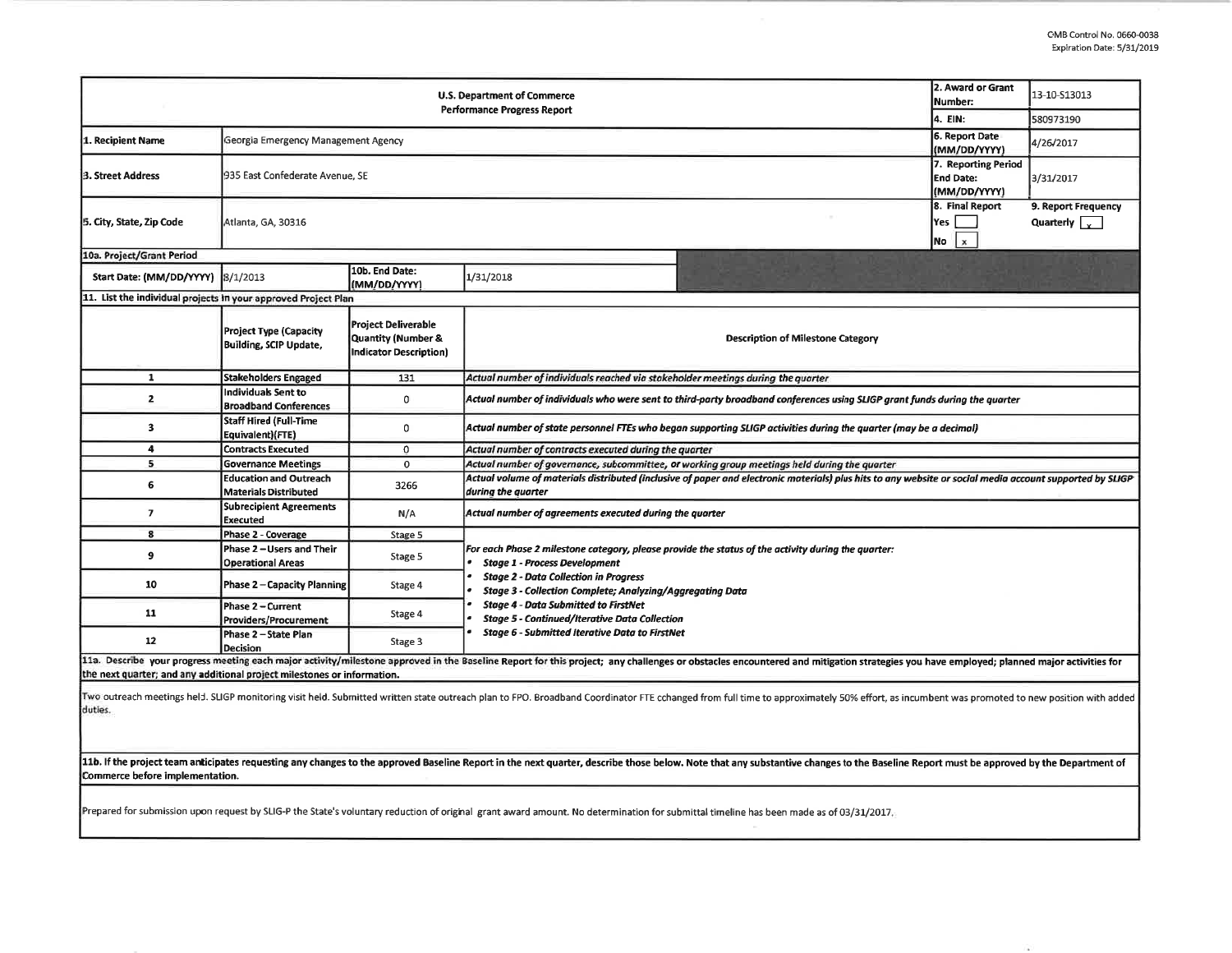OMB Control No. 0660-0038
Expiration Date: 5/31/2019

| U.S. Department of Commerce Performance Progress Report | | | | 2. Award or Grant Number: | 13-10-S13013 |
|---|---|---|---|---|---|
| | | | | 4. EIN: | 580973190 |
| 1. Recipient Name | Georgia Emergency Management Agency | | | 6. Report Date (MM/DD/YYYY) | 4/26/2017 |
| 3. Street Address | 935 East Confederate Avenue, SE | | | 7. Reporting Period End Date: (MM/DD/YYYY) | 3/31/2017 |
| 5. City, State, Zip Code | Atlanta, GA, 30316 | | | 8. Final Report Yes [ ] No [x] | 9. Report Frequency Quarterly [x] |
| 10a. Project/Grant Period | | | | | |
| Start Date: (MM/DD/YYYY) | 8/1/2013 | 10b. End Date: (MM/DD/YYYY) | 1/31/2018 | | |

11. List the individual projects in your approved Project Plan

| | Project Type (Capacity Building, SCIP Update, | Project Deliverable Quantity (Number & Indicator Description) | Description of Milestone Category |
|---|---|---|---|
| 1 | Stakeholders Engaged | 131 | *Actual number of individuals reached via stakeholder meetings during the quarter* |
| 2 | Individuals Sent to Broadband Conferences | 0 | *Actual number of individuals who were sent to third-party broadband conferences using SLIGP grant funds during the quarter* |
| 3 | Staff Hired (Full-Time Equivalent)(FTE) | 0 | *Actual number of state personnel FTEs who began supporting SLIGP activities during the quarter (may be a decimal)* |
| 4 | Contracts Executed | 0 | *Actual number of contracts executed during the quarter* |
| 5 | Governance Meetings | 0 | *Actual number of governance, subcommittee, or working group meetings held during the quarter* |
| 6 | Education and Outreach Materials Distributed | 3266 | *Actual volume of materials distributed (inclusive of paper and electronic materials) plus hits to any website or social media account supported by SLIGP during the quarter* |
| 7 | Subrecipient Agreements Executed | N/A | *Actual number of agreements executed during the quarter* |
| 8 | Phase 2 - Coverage | Stage 5 | *For each Phase 2 milestone category, please provide the status of the activity during the quarter:* <br>• ***Stage 1 - Process Development*** <br>• ***Stage 2 - Data Collection in Progress*** <br>• ***Stage 3 - Collection Complete; Analyzing/Aggregating Data*** <br>• ***Stage 4 - Data Submitted to FirstNet*** <br>• ***Stage 5 - Continued/Iterative Data Collection*** <br>• ***Stage 6 - Submitted Iterative Data to FirstNet*** |
| 9 | Phase 2 – Users and Their Operational Areas | Stage 5 | |
| 10 | Phase 2 – Capacity Planning | Stage 4 | |
| 11 | Phase 2 – Current Providers/Procurement | Stage 4 | |
| 12 | Phase 2 – State Plan Decision | Stage 3 | |

**11a. Describe your progress meeting each major activity/milestone approved in the Baseline Report for this project; any challenges or obstacles encountered and mitigation strategies you have employed; planned major activities for the next quarter; and any additional project milestones or information.**

Two outreach meetings held. SLIGP monitoring visit held. Submitted written state outreach plan to FPO. Broadband Coordinator FTE cchanged from full time to approximately 50% effort, as incumbent was promoted to new position with added duties.

**11b. If the project team anticipates requesting any changes to the approved Baseline Report in the next quarter, describe those below. Note that any substantive changes to the Baseline Report must be approved by the Department of Commerce before implementation.**

Prepared for submission upon request by SLIG-P the State's voluntary reduction of original grant award amount. No determination for submittal timeline has been made as of 03/31/2017.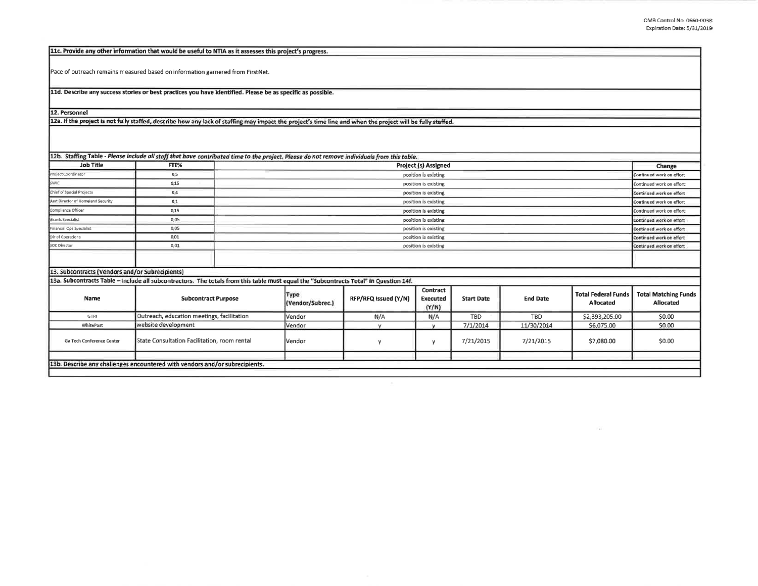**11c. Provide any other information that would be useful to NTIA as it assesses this project's progress.**

Pace of outreach remains measured based on information garnered from FirstNet.

**11d. Describe any success stories or best practices you have identified. Please be as specific as possible.**

**12. Personnel**

**12a. If the project is not fully staffed, describe how any lack of staffing may impact the project's time line and when the project will be fully staffed.**

**12b. Staffing Table** - *Please include all staff that have contributed time to the project. Please do not remove individuals from this table.*

| Job Title | FTE% | Project (s) Assigned | Change |
|---|---|---|---|
| Project Coordinator | 0.5 | position is existing | Continued work on effort |
| SWIC | 0.15 | position is existing | Continued work on effort |
| Chief of Special Projects | 0.4 | position is existing | Continued work on effort |
| Asst Director of Homeland Security | 0.1 | position is existing | Continued work on effort |
| Compliance Officer | 0.15 | position is existing | Continued work on effort |
| Grants Specialist | 0.05 | position is existing | Continued work on effort |
| Financial Ops Specialist | 0.05 | position is existing | Continued work on effort |
| Dir of Operations | 0.01 | position is existing | Continued work on effort |
| SOC Director | 0.01 | position is existing | Continued work on effort |
| | | | |

**13. Subcontracts (Vendors and/or Subrecipients)**

**13a. Subcontracts Table** – Include all subcontractors. The totals from this table must equal the "Subcontracts Total" in Question 14f.

| Name | Subcontract Purpose | Type (Vendor/Subrec.) | RFP/RFQ Issued (Y/N) | Contract Executed (Y/N) | Start Date | End Date | Total Federal Funds Allocated | Total Matching Funds Allocated |
|---|---|---|---|---|---|---|---|---|
| GTRI | Outreach, education meetings, facilitation | Vendor | N/A | N/A | TBD | TBD | $2,393,205.00 | $0.00 |
| WhitePost | website development | Vendor | y | y | 7/1/2014 | 11/30/2014 | $6,075.00 | $0.00 |
| Ga Tech Conference Center | State Consultation Facilitation, room rental | Vendor | y | y | 7/21/2015 | 7/21/2015 | $7,080.00 | $0.00 |
| | | | | | | | | |

**13b. Describe any challenges encountered with vendors and/or subrecipients.**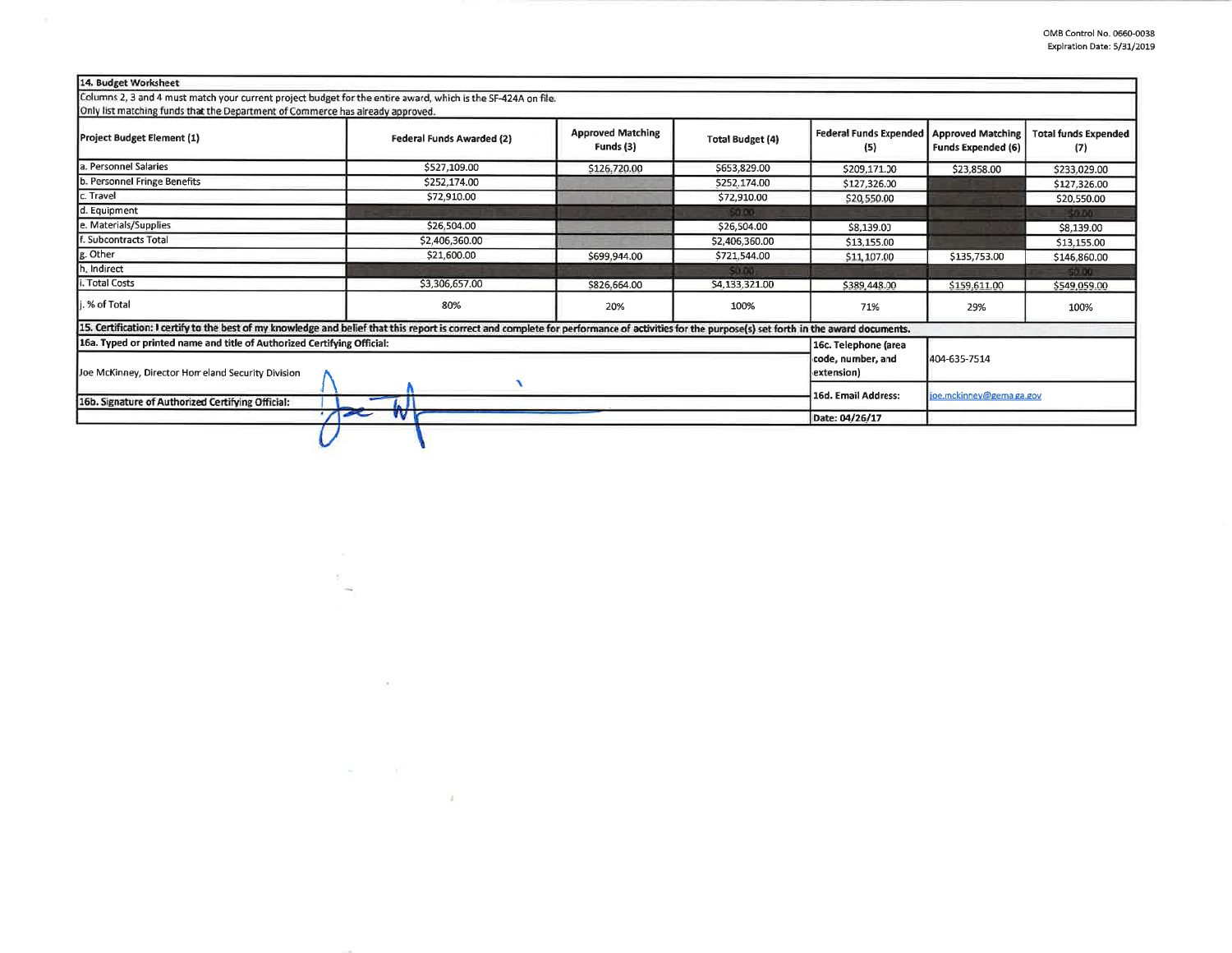OMB Control No. 0660-0038
Expiration Date: 5/31/2019

**14. Budget Worksheet**

Columns 2, 3 and 4 must match your current project budget for the entire award, which is the SF-424A on file.
Only list matching funds that the Department of Commerce has already approved.

| Project Budget Element (1) | Federal Funds Awarded (2) | Approved Matching Funds (3) | Total Budget (4) | Federal Funds Expended (5) | Approved Matching Funds Expended (6) | Total funds Expended (7) |
|---|---|---|---|---|---|---|
| a. Personnel Salaries | $527,109.00 | $126,720.00 | $653,829.00 | $209,171.00 | $23,858.00 | $233,029.00 |
| b. Personnel Fringe Benefits | $252,174.00 | | $252,174.00 | $127,326.00 | | $127,326.00 |
| c. Travel | $72,910.00 | | $72,910.00 | $20,550.00 | | $20,550.00 |
| d. Equipment | | | $0.00 | | | $0.00 |
| e. Materials/Supplies | $26,504.00 | | $26,504.00 | $8,139.00 | | $8,139.00 |
| f. Subcontracts Total | $2,406,360.00 | | $2,406,360.00 | $13,155.00 | | $13,155.00 |
| g. Other | $21,600.00 | $699,944.00 | $721,544.00 | $11,107.00 | $135,753.00 | $146,860.00 |
| h. Indirect | | | $0.00 | | | $0.00 |
| i. Total Costs | $3,306,657.00 | $826,664.00 | $4,133,321.00 | $389,448.00 | $159,611.00 | $549,059.00 |
| j. % of Total | 80% | 20% | 100% | 71% | 29% | 100% |

**15. Certification: I certify to the best of my knowledge and belief that this report is correct and complete for performance of activities for the purpose(s) set forth in the award documents.**

| | | |
|---|---|---|
| **16a. Typed or printed name and title of Authorized Certifying Official:** Joe McKinney, Director Homeland Security Division | 16c. Telephone (area code, number, and extension) | 404-635-7514 |
| **16b. Signature of Authorized Certifying Official:** | 16d. Email Address: | joe.mckinney@gema.ga.gov |
| | Date: 04/26/17 | |